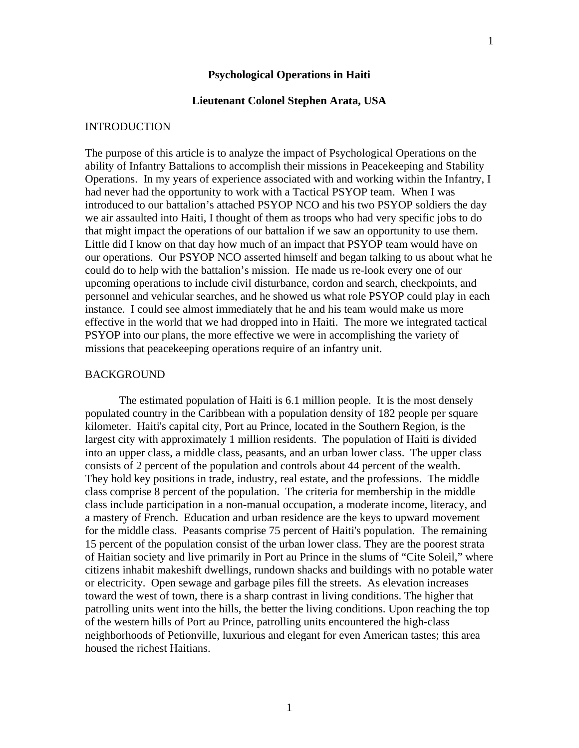# Psychological Operations in Haiti

**Lieutenant Colonel Stephen Arata, USA**

## INTRODUCTION

The purpose of this article is to analyze the impact of Psychological Operations on the ability of Infantry Battalions to accomplish their missions in Peacekeeping and Stability Operations. In my years of experience associated with and working within the Infantry, I had never had the opportunity to work with a Tactical PSYOP team. When I was introduced to our battalion's attached PSYOP NCO and his two PSYOP soldiers the day we air assaulted into Haiti, I thought of them as troops who had very specific jobs to do that might impact the operations of our battalion if we saw an opportunity to use them. Little did I know on that day how much of an impact that PSYOP team would have on our operations. Our PSYOP NCO asserted himself and began talking to us about what he could do to help with the battalion's mission. He made us re-look every one of our upcoming operations to include civil disturbance, cordon and search, checkpoints, and personnel and vehicular searches, and he showed us what role PSYOP could play in each instance. I could see almost immediately that he and his team would make us more effective in the world that we had dropped into in Haiti. The more we integrated tactical PSYOP into our plans, the more effective we were in accomplishing the variety of missions that peacekeeping operations require of an infantry unit.

## BACKGROUND

The estimated population of Haiti is 6.1 million people. It is the most densely populated country in the Caribbean with a population density of 182 people per square kilometer. Haiti's capital city, Port au Prince, located in the Southern Region, is the largest city with approximately 1 million residents. The population of Haiti is divided into an upper class, a middle class, peasants, and an urban lower class. The upper class consists of 2 percent of the population and controls about 44 percent of the wealth. They hold key positions in trade, industry, real estate, and the professions. The middle class comprise 8 percent of the population. The criteria for membership in the middle class include participation in a non-manual occupation, a moderate income, literacy, and a mastery of French. Education and urban residence are the keys to upward movement for the middle class. Peasants comprise 75 percent of Haiti's population. The remaining 15 percent of the population consist of the urban lower class. They are the poorest strata of Haitian society and live primarily in Port au Prince in the slums of "Cite Soleil," where citizens inhabit makeshift dwellings, rundown shacks and buildings with no potable water or electricity. Open sewage and garbage piles fill the streets. As elevation increases toward the west of town, there is a sharp contrast in living conditions. The higher that patrolling units went into the hills, the better the living conditions. Upon reaching the top of the western hills of Port au Prince, patrolling units encountered the high-class neighborhoods of Petionville, luxurious and elegant for even American tastes; this area housed the richest Haitians.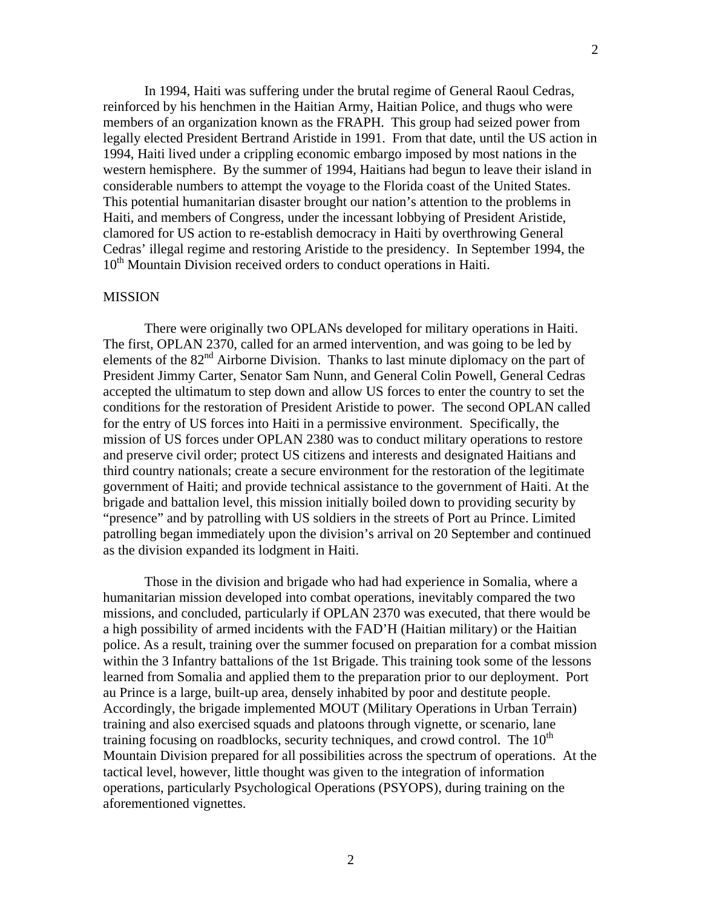In 1994, Haiti was suffering under the brutal regime of General Raoul Cedras, reinforced by his henchmen in the Haitian Army, Haitian Police, and thugs who were members of an organization known as the FRAPH. This group had seized power from legally elected President Bertrand Aristide in 1991. From that date, until the US action in 1994, Haiti lived under a crippling economic embargo imposed by most nations in the western hemisphere. By the summer of 1994, Haitians had begun to leave their island in considerable numbers to attempt the voyage to the Florida coast of the United States. This potential humanitarian disaster brought our nation's attention to the problems in Haiti, and members of Congress, under the incessant lobbying of President Aristide, clamored for US action to re-establish democracy in Haiti by overthrowing General Cedras' illegal regime and restoring Aristide to the presidency. In September 1994, the 10th Mountain Division received orders to conduct operations in Haiti.

## MISSION

There were originally two OPLANs developed for military operations in Haiti. The first, OPLAN 2370, called for an armed intervention, and was going to be led by elements of the 82nd Airborne Division. Thanks to last minute diplomacy on the part of President Jimmy Carter, Senator Sam Nunn, and General Colin Powell, General Cedras accepted the ultimatum to step down and allow US forces to enter the country to set the conditions for the restoration of President Aristide to power. The second OPLAN called for the entry of US forces into Haiti in a permissive environment. Specifically, the mission of US forces under OPLAN 2380 was to conduct military operations to restore and preserve civil order; protect US citizens and interests and designated Haitians and third country nationals; create a secure environment for the restoration of the legitimate government of Haiti; and provide technical assistance to the government of Haiti. At the brigade and battalion level, this mission initially boiled down to providing security by "presence" and by patrolling with US soldiers in the streets of Port au Prince. Limited patrolling began immediately upon the division's arrival on 20 September and continued as the division expanded its lodgment in Haiti.

Those in the division and brigade who had had experience in Somalia, where a humanitarian mission developed into combat operations, inevitably compared the two missions, and concluded, particularly if OPLAN 2370 was executed, that there would be a high possibility of armed incidents with the FAD'H (Haitian military) or the Haitian police. As a result, training over the summer focused on preparation for a combat mission within the 3 Infantry battalions of the 1st Brigade. This training took some of the lessons learned from Somalia and applied them to the preparation prior to our deployment. Port au Prince is a large, built-up area, densely inhabited by poor and destitute people. Accordingly, the brigade implemented MOUT (Military Operations in Urban Terrain) training and also exercised squads and platoons through vignette, or scenario, lane training focusing on roadblocks, security techniques, and crowd control. The 10th Mountain Division prepared for all possibilities across the spectrum of operations. At the tactical level, however, little thought was given to the integration of information operations, particularly Psychological Operations (PSYOPS), during training on the aforementioned vignettes.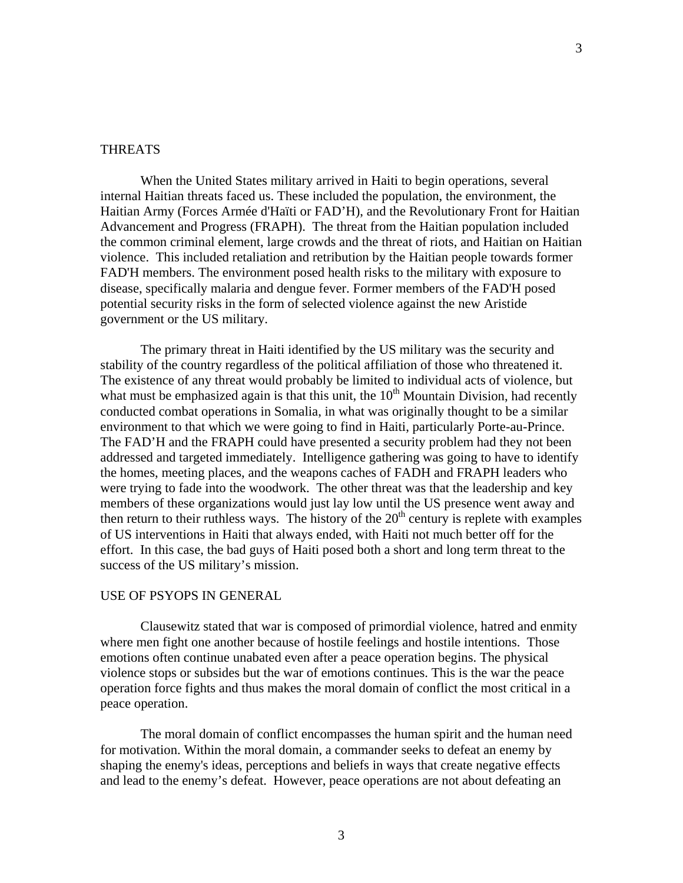## THREATS

When the United States military arrived in Haiti to begin operations, several internal Haitian threats faced us. These included the population, the environment, the Haitian Army (Forces Armée d'Haïti or FAD'H), and the Revolutionary Front for Haitian Advancement and Progress (FRAPH). The threat from the Haitian population included the common criminal element, large crowds and the threat of riots, and Haitian on Haitian violence. This included retaliation and retribution by the Haitian people towards former FAD'H members. The environment posed health risks to the military with exposure to disease, specifically malaria and dengue fever. Former members of the FAD'H posed potential security risks in the form of selected violence against the new Aristide government or the US military.

The primary threat in Haiti identified by the US military was the security and stability of the country regardless of the political affiliation of those who threatened it. The existence of any threat would probably be limited to individual acts of violence, but what must be emphasized again is that this unit, the 10th Mountain Division, had recently conducted combat operations in Somalia, in what was originally thought to be a similar environment to that which we were going to find in Haiti, particularly Porte-au-Prince. The FAD'H and the FRAPH could have presented a security problem had they not been addressed and targeted immediately. Intelligence gathering was going to have to identify the homes, meeting places, and the weapons caches of FADH and FRAPH leaders who were trying to fade into the woodwork. The other threat was that the leadership and key members of these organizations would just lay low until the US presence went away and then return to their ruthless ways. The history of the 20th century is replete with examples of US interventions in Haiti that always ended, with Haiti not much better off for the effort. In this case, the bad guys of Haiti posed both a short and long term threat to the success of the US military's mission.

## USE OF PSYOPS IN GENERAL

Clausewitz stated that war is composed of primordial violence, hatred and enmity where men fight one another because of hostile feelings and hostile intentions. Those emotions often continue unabated even after a peace operation begins. The physical violence stops or subsides but the war of emotions continues. This is the war the peace operation force fights and thus makes the moral domain of conflict the most critical in a peace operation.

The moral domain of conflict encompasses the human spirit and the human need for motivation. Within the moral domain, a commander seeks to defeat an enemy by shaping the enemy's ideas, perceptions and beliefs in ways that create negative effects and lead to the enemy's defeat. However, peace operations are not about defeating an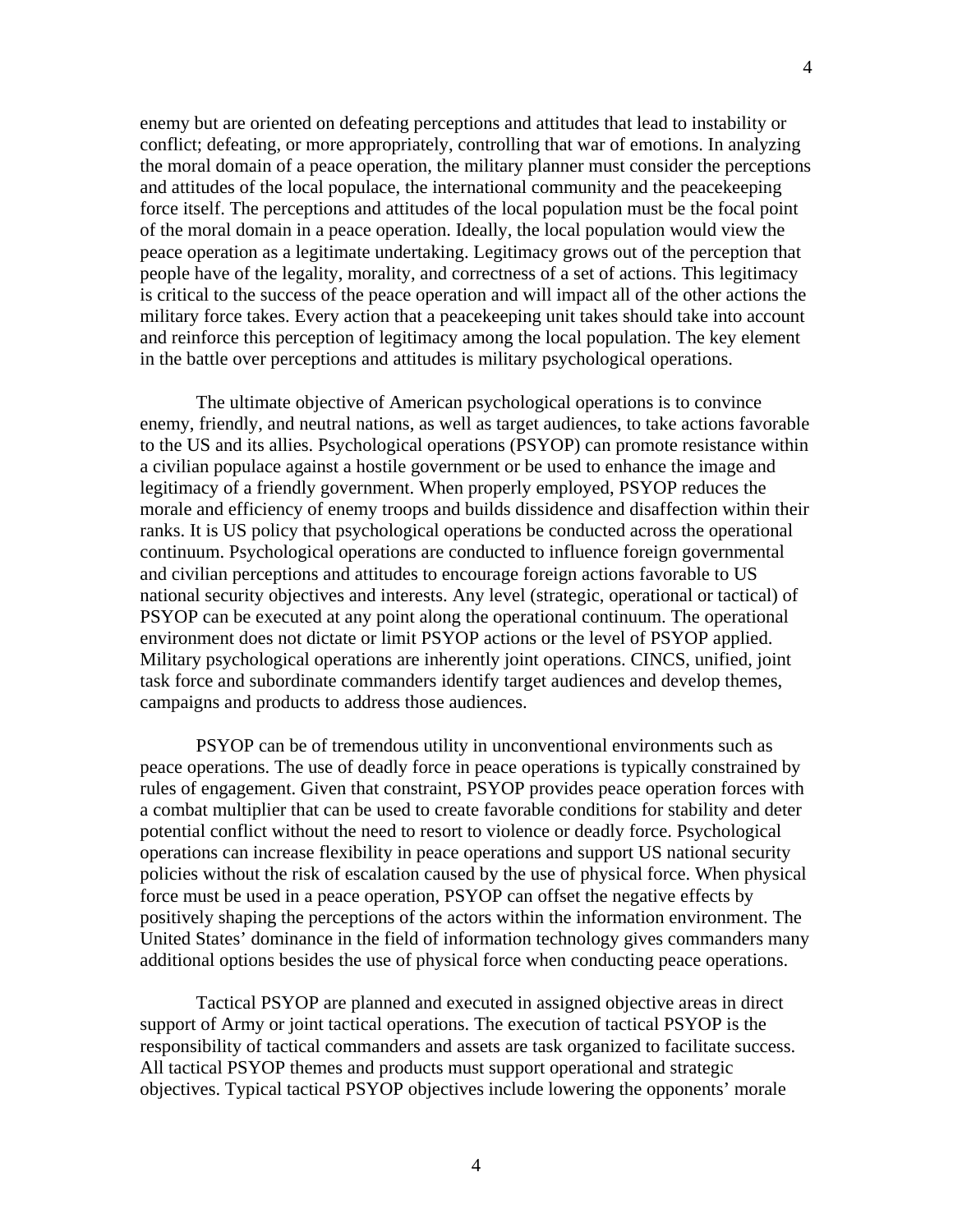enemy but are oriented on defeating perceptions and attitudes that lead to instability or conflict; defeating, or more appropriately, controlling that war of emotions. In analyzing the moral domain of a peace operation, the military planner must consider the perceptions and attitudes of the local populace, the international community and the peacekeeping force itself. The perceptions and attitudes of the local population must be the focal point of the moral domain in a peace operation. Ideally, the local population would view the peace operation as a legitimate undertaking. Legitimacy grows out of the perception that people have of the legality, morality, and correctness of a set of actions. This legitimacy is critical to the success of the peace operation and will impact all of the other actions the military force takes. Every action that a peacekeeping unit takes should take into account and reinforce this perception of legitimacy among the local population. The key element in the battle over perceptions and attitudes is military psychological operations.

The ultimate objective of American psychological operations is to convince enemy, friendly, and neutral nations, as well as target audiences, to take actions favorable to the US and its allies. Psychological operations (PSYOP) can promote resistance within a civilian populace against a hostile government or be used to enhance the image and legitimacy of a friendly government. When properly employed, PSYOP reduces the morale and efficiency of enemy troops and builds dissidence and disaffection within their ranks. It is US policy that psychological operations be conducted across the operational continuum. Psychological operations are conducted to influence foreign governmental and civilian perceptions and attitudes to encourage foreign actions favorable to US national security objectives and interests. Any level (strategic, operational or tactical) of PSYOP can be executed at any point along the operational continuum. The operational environment does not dictate or limit PSYOP actions or the level of PSYOP applied. Military psychological operations are inherently joint operations. CINCS, unified, joint task force and subordinate commanders identify target audiences and develop themes, campaigns and products to address those audiences.

PSYOP can be of tremendous utility in unconventional environments such as peace operations. The use of deadly force in peace operations is typically constrained by rules of engagement. Given that constraint, PSYOP provides peace operation forces with a combat multiplier that can be used to create favorable conditions for stability and deter potential conflict without the need to resort to violence or deadly force. Psychological operations can increase flexibility in peace operations and support US national security policies without the risk of escalation caused by the use of physical force. When physical force must be used in a peace operation, PSYOP can offset the negative effects by positively shaping the perceptions of the actors within the information environment. The United States' dominance in the field of information technology gives commanders many additional options besides the use of physical force when conducting peace operations.

Tactical PSYOP are planned and executed in assigned objective areas in direct support of Army or joint tactical operations. The execution of tactical PSYOP is the responsibility of tactical commanders and assets are task organized to facilitate success. All tactical PSYOP themes and products must support operational and strategic objectives. Typical tactical PSYOP objectives include lowering the opponents' morale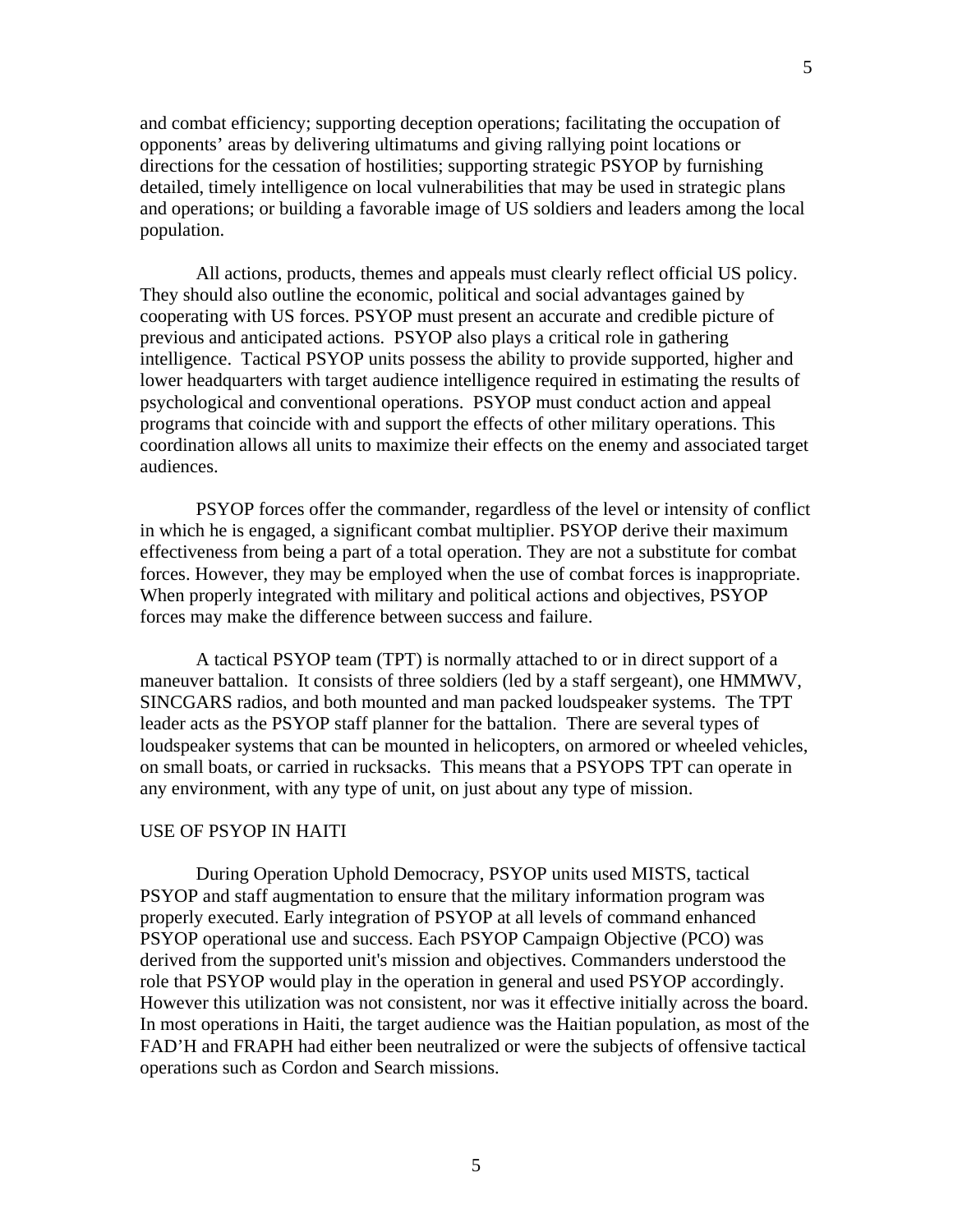and combat efficiency; supporting deception operations; facilitating the occupation of opponents' areas by delivering ultimatums and giving rallying point locations or directions for the cessation of hostilities; supporting strategic PSYOP by furnishing detailed, timely intelligence on local vulnerabilities that may be used in strategic plans and operations; or building a favorable image of US soldiers and leaders among the local population.

All actions, products, themes and appeals must clearly reflect official US policy. They should also outline the economic, political and social advantages gained by cooperating with US forces. PSYOP must present an accurate and credible picture of previous and anticipated actions. PSYOP also plays a critical role in gathering intelligence. Tactical PSYOP units possess the ability to provide supported, higher and lower headquarters with target audience intelligence required in estimating the results of psychological and conventional operations. PSYOP must conduct action and appeal programs that coincide with and support the effects of other military operations. This coordination allows all units to maximize their effects on the enemy and associated target audiences.

PSYOP forces offer the commander, regardless of the level or intensity of conflict in which he is engaged, a significant combat multiplier. PSYOP derive their maximum effectiveness from being a part of a total operation. They are not a substitute for combat forces. However, they may be employed when the use of combat forces is inappropriate. When properly integrated with military and political actions and objectives, PSYOP forces may make the difference between success and failure.

A tactical PSYOP team (TPT) is normally attached to or in direct support of a maneuver battalion. It consists of three soldiers (led by a staff sergeant), one HMMWV, SINCGARS radios, and both mounted and man packed loudspeaker systems. The TPT leader acts as the PSYOP staff planner for the battalion. There are several types of loudspeaker systems that can be mounted in helicopters, on armored or wheeled vehicles, on small boats, or carried in rucksacks. This means that a PSYOPS TPT can operate in any environment, with any type of unit, on just about any type of mission.

## USE OF PSYOP IN HAITI

During Operation Uphold Democracy, PSYOP units used MISTS, tactical PSYOP and staff augmentation to ensure that the military information program was properly executed. Early integration of PSYOP at all levels of command enhanced PSYOP operational use and success. Each PSYOP Campaign Objective (PCO) was derived from the supported unit's mission and objectives. Commanders understood the role that PSYOP would play in the operation in general and used PSYOP accordingly. However this utilization was not consistent, nor was it effective initially across the board. In most operations in Haiti, the target audience was the Haitian population, as most of the FAD'H and FRAPH had either been neutralized or were the subjects of offensive tactical operations such as Cordon and Search missions.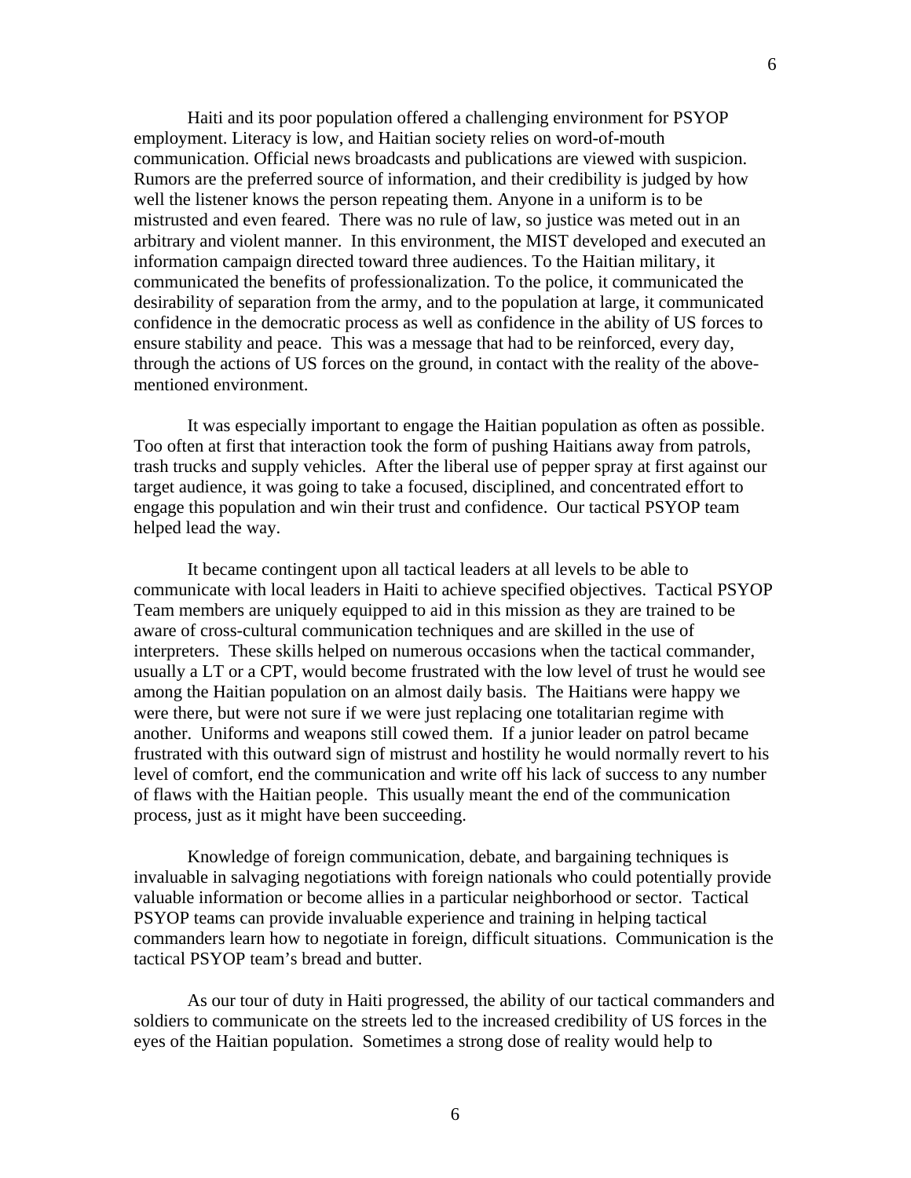Haiti and its poor population offered a challenging environment for PSYOP employment. Literacy is low, and Haitian society relies on word-of-mouth communication. Official news broadcasts and publications are viewed with suspicion. Rumors are the preferred source of information, and their credibility is judged by how well the listener knows the person repeating them. Anyone in a uniform is to be mistrusted and even feared. There was no rule of law, so justice was meted out in an arbitrary and violent manner. In this environment, the MIST developed and executed an information campaign directed toward three audiences. To the Haitian military, it communicated the benefits of professionalization. To the police, it communicated the desirability of separation from the army, and to the population at large, it communicated confidence in the democratic process as well as confidence in the ability of US forces to ensure stability and peace. This was a message that had to be reinforced, every day, through the actions of US forces on the ground, in contact with the reality of the above-mentioned environment.

It was especially important to engage the Haitian population as often as possible. Too often at first that interaction took the form of pushing Haitians away from patrols, trash trucks and supply vehicles. After the liberal use of pepper spray at first against our target audience, it was going to take a focused, disciplined, and concentrated effort to engage this population and win their trust and confidence. Our tactical PSYOP team helped lead the way.

It became contingent upon all tactical leaders at all levels to be able to communicate with local leaders in Haiti to achieve specified objectives. Tactical PSYOP Team members are uniquely equipped to aid in this mission as they are trained to be aware of cross-cultural communication techniques and are skilled in the use of interpreters. These skills helped on numerous occasions when the tactical commander, usually a LT or a CPT, would become frustrated with the low level of trust he would see among the Haitian population on an almost daily basis. The Haitians were happy we were there, but were not sure if we were just replacing one totalitarian regime with another. Uniforms and weapons still cowed them. If a junior leader on patrol became frustrated with this outward sign of mistrust and hostility he would normally revert to his level of comfort, end the communication and write off his lack of success to any number of flaws with the Haitian people. This usually meant the end of the communication process, just as it might have been succeeding.

Knowledge of foreign communication, debate, and bargaining techniques is invaluable in salvaging negotiations with foreign nationals who could potentially provide valuable information or become allies in a particular neighborhood or sector. Tactical PSYOP teams can provide invaluable experience and training in helping tactical commanders learn how to negotiate in foreign, difficult situations. Communication is the tactical PSYOP team's bread and butter.

As our tour of duty in Haiti progressed, the ability of our tactical commanders and soldiers to communicate on the streets led to the increased credibility of US forces in the eyes of the Haitian population. Sometimes a strong dose of reality would help to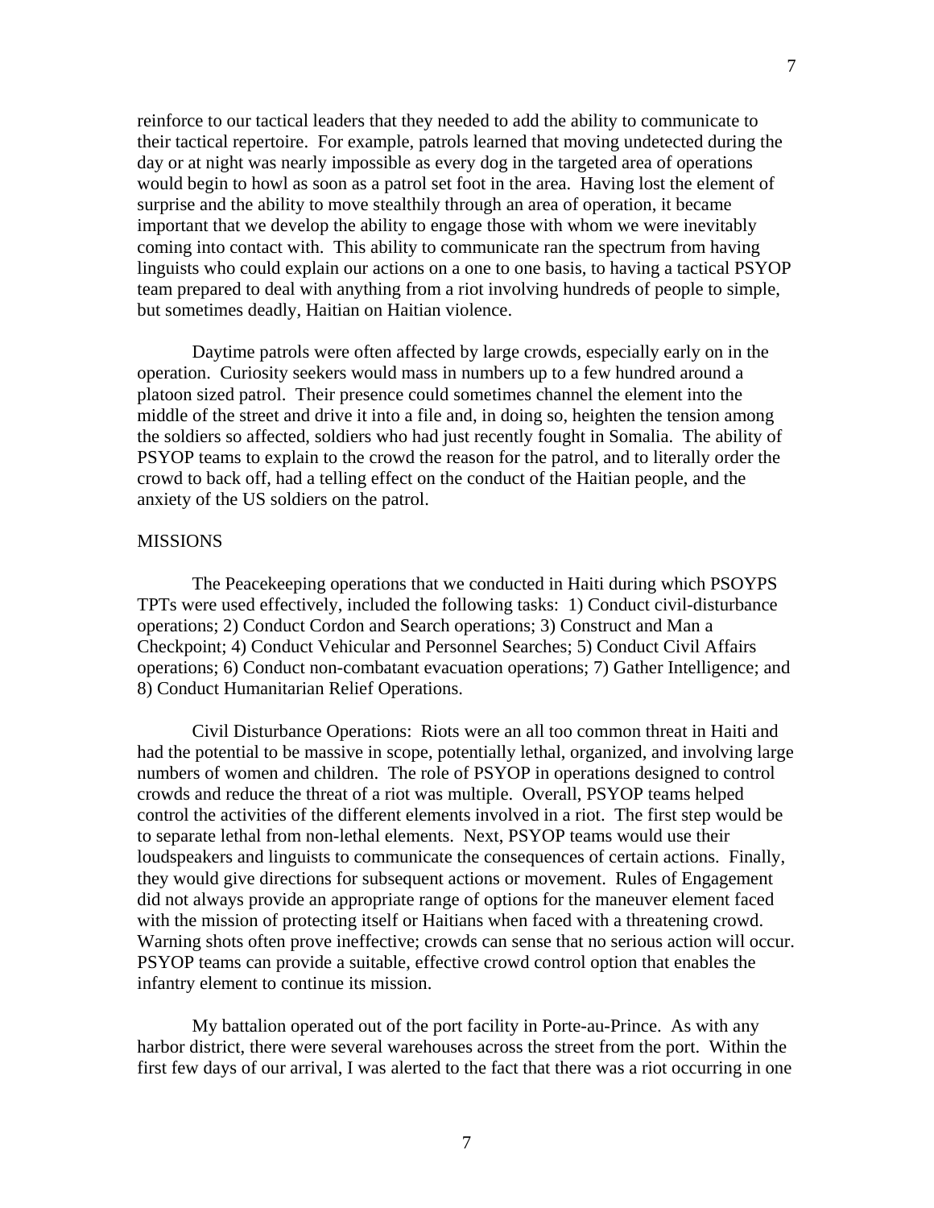reinforce to our tactical leaders that they needed to add the ability to communicate to their tactical repertoire. For example, patrols learned that moving undetected during the day or at night was nearly impossible as every dog in the targeted area of operations would begin to howl as soon as a patrol set foot in the area. Having lost the element of surprise and the ability to move stealthily through an area of operation, it became important that we develop the ability to engage those with whom we were inevitably coming into contact with. This ability to communicate ran the spectrum from having linguists who could explain our actions on a one to one basis, to having a tactical PSYOP team prepared to deal with anything from a riot involving hundreds of people to simple, but sometimes deadly, Haitian on Haitian violence.

Daytime patrols were often affected by large crowds, especially early on in the operation. Curiosity seekers would mass in numbers up to a few hundred around a platoon sized patrol. Their presence could sometimes channel the element into the middle of the street and drive it into a file and, in doing so, heighten the tension among the soldiers so affected, soldiers who had just recently fought in Somalia. The ability of PSYOP teams to explain to the crowd the reason for the patrol, and to literally order the crowd to back off, had a telling effect on the conduct of the Haitian people, and the anxiety of the US soldiers on the patrol.

## MISSIONS

The Peacekeeping operations that we conducted in Haiti during which PSOYPS TPTs were used effectively, included the following tasks: 1) Conduct civil-disturbance operations; 2) Conduct Cordon and Search operations; 3) Construct and Man a Checkpoint; 4) Conduct Vehicular and Personnel Searches; 5) Conduct Civil Affairs operations; 6) Conduct non-combatant evacuation operations; 7) Gather Intelligence; and 8) Conduct Humanitarian Relief Operations.

Civil Disturbance Operations: Riots were an all too common threat in Haiti and had the potential to be massive in scope, potentially lethal, organized, and involving large numbers of women and children. The role of PSYOP in operations designed to control crowds and reduce the threat of a riot was multiple. Overall, PSYOP teams helped control the activities of the different elements involved in a riot. The first step would be to separate lethal from non-lethal elements. Next, PSYOP teams would use their loudspeakers and linguists to communicate the consequences of certain actions. Finally, they would give directions for subsequent actions or movement. Rules of Engagement did not always provide an appropriate range of options for the maneuver element faced with the mission of protecting itself or Haitians when faced with a threatening crowd. Warning shots often prove ineffective; crowds can sense that no serious action will occur. PSYOP teams can provide a suitable, effective crowd control option that enables the infantry element to continue its mission.

My battalion operated out of the port facility in Porte-au-Prince. As with any harbor district, there were several warehouses across the street from the port. Within the first few days of our arrival, I was alerted to the fact that there was a riot occurring in one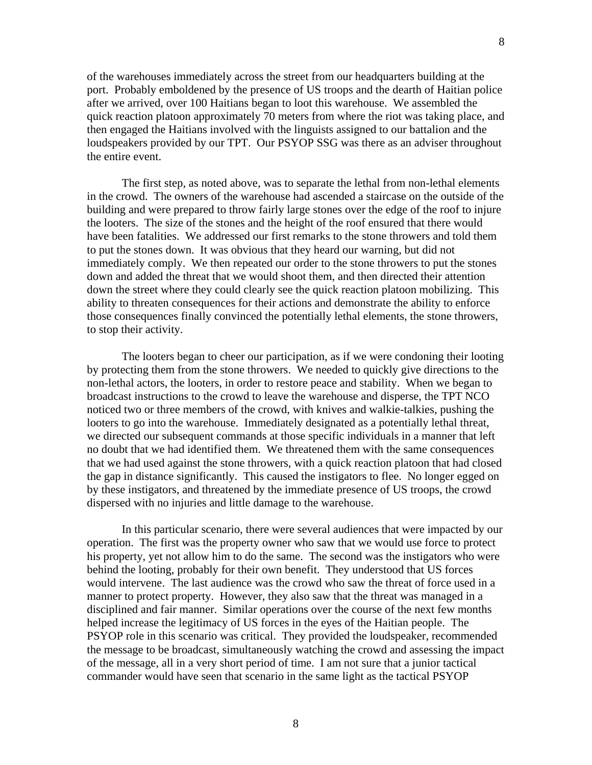of the warehouses immediately across the street from our headquarters building at the port. Probably emboldened by the presence of US troops and the dearth of Haitian police after we arrived, over 100 Haitians began to loot this warehouse. We assembled the quick reaction platoon approximately 70 meters from where the riot was taking place, and then engaged the Haitians involved with the linguists assigned to our battalion and the loudspeakers provided by our TPT. Our PSYOP SSG was there as an adviser throughout the entire event.

The first step, as noted above, was to separate the lethal from non-lethal elements in the crowd. The owners of the warehouse had ascended a staircase on the outside of the building and were prepared to throw fairly large stones over the edge of the roof to injure the looters. The size of the stones and the height of the roof ensured that there would have been fatalities. We addressed our first remarks to the stone throwers and told them to put the stones down. It was obvious that they heard our warning, but did not immediately comply. We then repeated our order to the stone throwers to put the stones down and added the threat that we would shoot them, and then directed their attention down the street where they could clearly see the quick reaction platoon mobilizing. This ability to threaten consequences for their actions and demonstrate the ability to enforce those consequences finally convinced the potentially lethal elements, the stone throwers, to stop their activity.

The looters began to cheer our participation, as if we were condoning their looting by protecting them from the stone throwers. We needed to quickly give directions to the non-lethal actors, the looters, in order to restore peace and stability. When we began to broadcast instructions to the crowd to leave the warehouse and disperse, the TPT NCO noticed two or three members of the crowd, with knives and walkie-talkies, pushing the looters to go into the warehouse. Immediately designated as a potentially lethal threat, we directed our subsequent commands at those specific individuals in a manner that left no doubt that we had identified them. We threatened them with the same consequences that we had used against the stone throwers, with a quick reaction platoon that had closed the gap in distance significantly. This caused the instigators to flee. No longer egged on by these instigators, and threatened by the immediate presence of US troops, the crowd dispersed with no injuries and little damage to the warehouse.

In this particular scenario, there were several audiences that were impacted by our operation. The first was the property owner who saw that we would use force to protect his property, yet not allow him to do the same. The second was the instigators who were behind the looting, probably for their own benefit. They understood that US forces would intervene. The last audience was the crowd who saw the threat of force used in a manner to protect property. However, they also saw that the threat was managed in a disciplined and fair manner. Similar operations over the course of the next few months helped increase the legitimacy of US forces in the eyes of the Haitian people. The PSYOP role in this scenario was critical. They provided the loudspeaker, recommended the message to be broadcast, simultaneously watching the crowd and assessing the impact of the message, all in a very short period of time. I am not sure that a junior tactical commander would have seen that scenario in the same light as the tactical PSYOP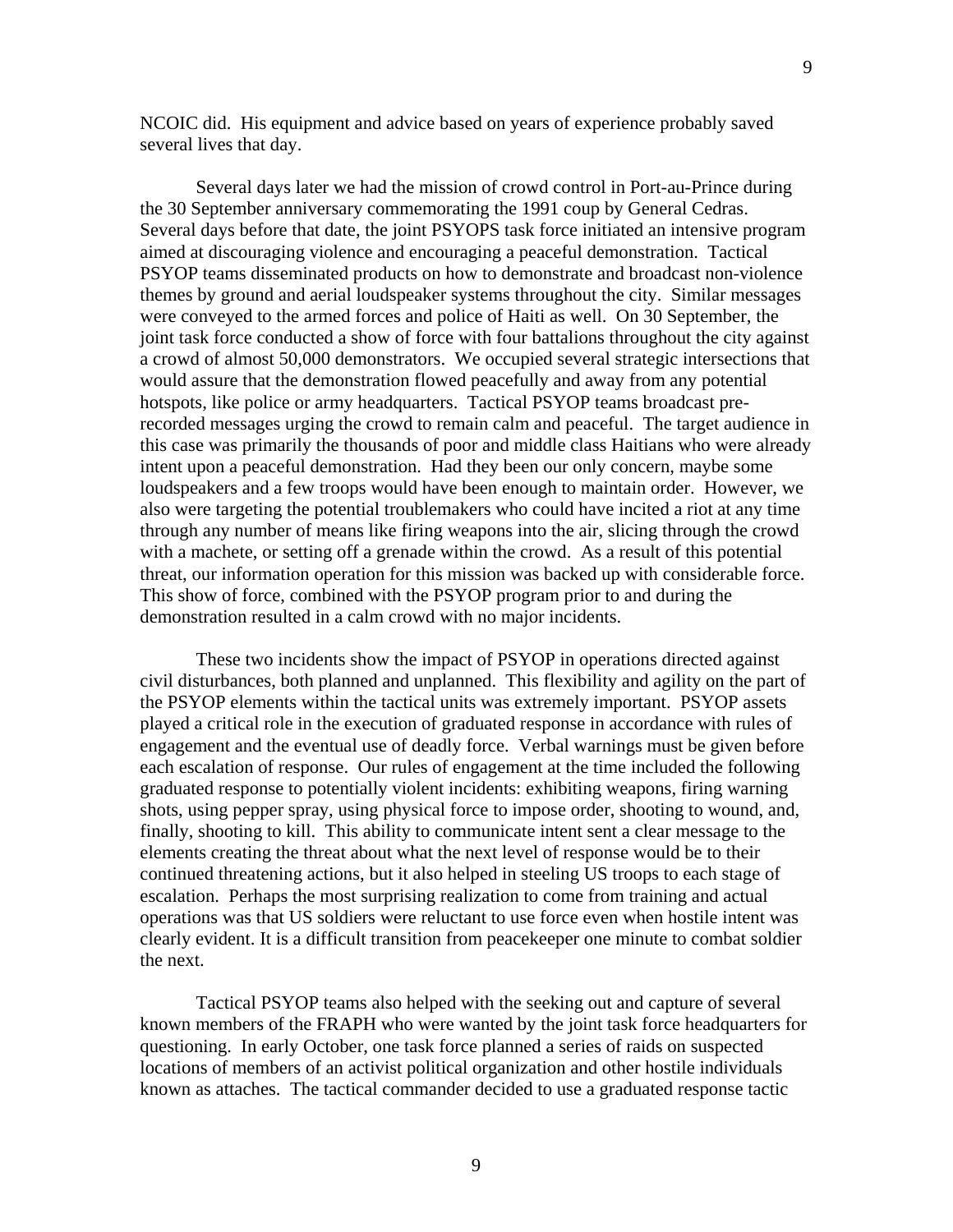NCOIC did. His equipment and advice based on years of experience probably saved several lives that day.

Several days later we had the mission of crowd control in Port-au-Prince during the 30 September anniversary commemorating the 1991 coup by General Cedras. Several days before that date, the joint PSYOPS task force initiated an intensive program aimed at discouraging violence and encouraging a peaceful demonstration. Tactical PSYOP teams disseminated products on how to demonstrate and broadcast non-violence themes by ground and aerial loudspeaker systems throughout the city. Similar messages were conveyed to the armed forces and police of Haiti as well. On 30 September, the joint task force conducted a show of force with four battalions throughout the city against a crowd of almost 50,000 demonstrators. We occupied several strategic intersections that would assure that the demonstration flowed peacefully and away from any potential hotspots, like police or army headquarters. Tactical PSYOP teams broadcast pre-recorded messages urging the crowd to remain calm and peaceful. The target audience in this case was primarily the thousands of poor and middle class Haitians who were already intent upon a peaceful demonstration. Had they been our only concern, maybe some loudspeakers and a few troops would have been enough to maintain order. However, we also were targeting the potential troublemakers who could have incited a riot at any time through any number of means like firing weapons into the air, slicing through the crowd with a machete, or setting off a grenade within the crowd. As a result of this potential threat, our information operation for this mission was backed up with considerable force. This show of force, combined with the PSYOP program prior to and during the demonstration resulted in a calm crowd with no major incidents.

These two incidents show the impact of PSYOP in operations directed against civil disturbances, both planned and unplanned. This flexibility and agility on the part of the PSYOP elements within the tactical units was extremely important. PSYOP assets played a critical role in the execution of graduated response in accordance with rules of engagement and the eventual use of deadly force. Verbal warnings must be given before each escalation of response. Our rules of engagement at the time included the following graduated response to potentially violent incidents: exhibiting weapons, firing warning shots, using pepper spray, using physical force to impose order, shooting to wound, and, finally, shooting to kill. This ability to communicate intent sent a clear message to the elements creating the threat about what the next level of response would be to their continued threatening actions, but it also helped in steeling US troops to each stage of escalation. Perhaps the most surprising realization to come from training and actual operations was that US soldiers were reluctant to use force even when hostile intent was clearly evident. It is a difficult transition from peacekeeper one minute to combat soldier the next.

Tactical PSYOP teams also helped with the seeking out and capture of several known members of the FRAPH who were wanted by the joint task force headquarters for questioning. In early October, one task force planned a series of raids on suspected locations of members of an activist political organization and other hostile individuals known as attaches. The tactical commander decided to use a graduated response tactic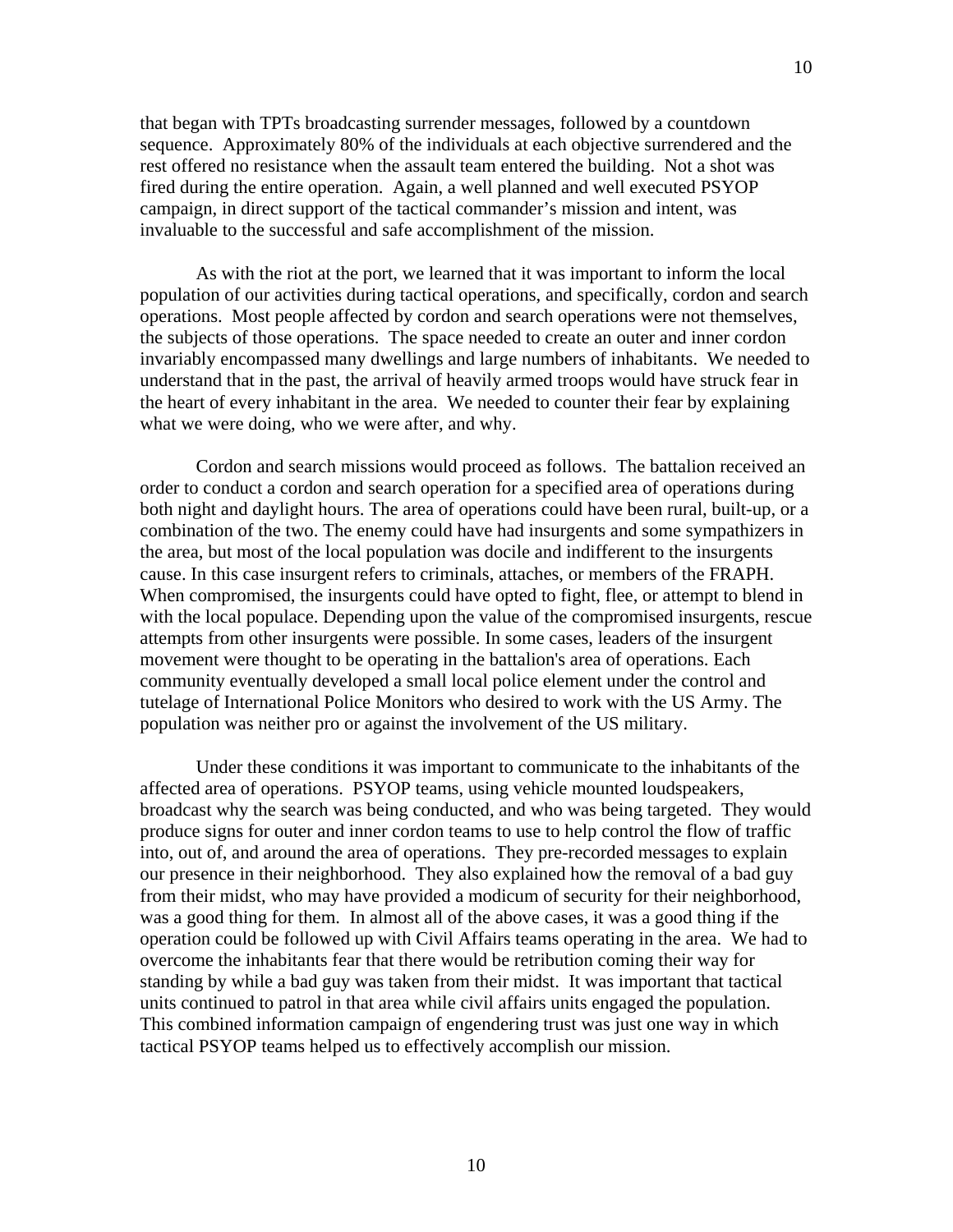that began with TPTs broadcasting surrender messages, followed by a countdown sequence. Approximately 80% of the individuals at each objective surrendered and the rest offered no resistance when the assault team entered the building. Not a shot was fired during the entire operation. Again, a well planned and well executed PSYOP campaign, in direct support of the tactical commander's mission and intent, was invaluable to the successful and safe accomplishment of the mission.

As with the riot at the port, we learned that it was important to inform the local population of our activities during tactical operations, and specifically, cordon and search operations. Most people affected by cordon and search operations were not themselves, the subjects of those operations. The space needed to create an outer and inner cordon invariably encompassed many dwellings and large numbers of inhabitants. We needed to understand that in the past, the arrival of heavily armed troops would have struck fear in the heart of every inhabitant in the area. We needed to counter their fear by explaining what we were doing, who we were after, and why.

Cordon and search missions would proceed as follows. The battalion received an order to conduct a cordon and search operation for a specified area of operations during both night and daylight hours. The area of operations could have been rural, built-up, or a combination of the two. The enemy could have had insurgents and some sympathizers in the area, but most of the local population was docile and indifferent to the insurgents cause. In this case insurgent refers to criminals, attaches, or members of the FRAPH. When compromised, the insurgents could have opted to fight, flee, or attempt to blend in with the local populace. Depending upon the value of the compromised insurgents, rescue attempts from other insurgents were possible. In some cases, leaders of the insurgent movement were thought to be operating in the battalion's area of operations. Each community eventually developed a small local police element under the control and tutelage of International Police Monitors who desired to work with the US Army. The population was neither pro or against the involvement of the US military.

Under these conditions it was important to communicate to the inhabitants of the affected area of operations. PSYOP teams, using vehicle mounted loudspeakers, broadcast why the search was being conducted, and who was being targeted. They would produce signs for outer and inner cordon teams to use to help control the flow of traffic into, out of, and around the area of operations. They pre-recorded messages to explain our presence in their neighborhood. They also explained how the removal of a bad guy from their midst, who may have provided a modicum of security for their neighborhood, was a good thing for them. In almost all of the above cases, it was a good thing if the operation could be followed up with Civil Affairs teams operating in the area. We had to overcome the inhabitants fear that there would be retribution coming their way for standing by while a bad guy was taken from their midst. It was important that tactical units continued to patrol in that area while civil affairs units engaged the population. This combined information campaign of engendering trust was just one way in which tactical PSYOP teams helped us to effectively accomplish our mission.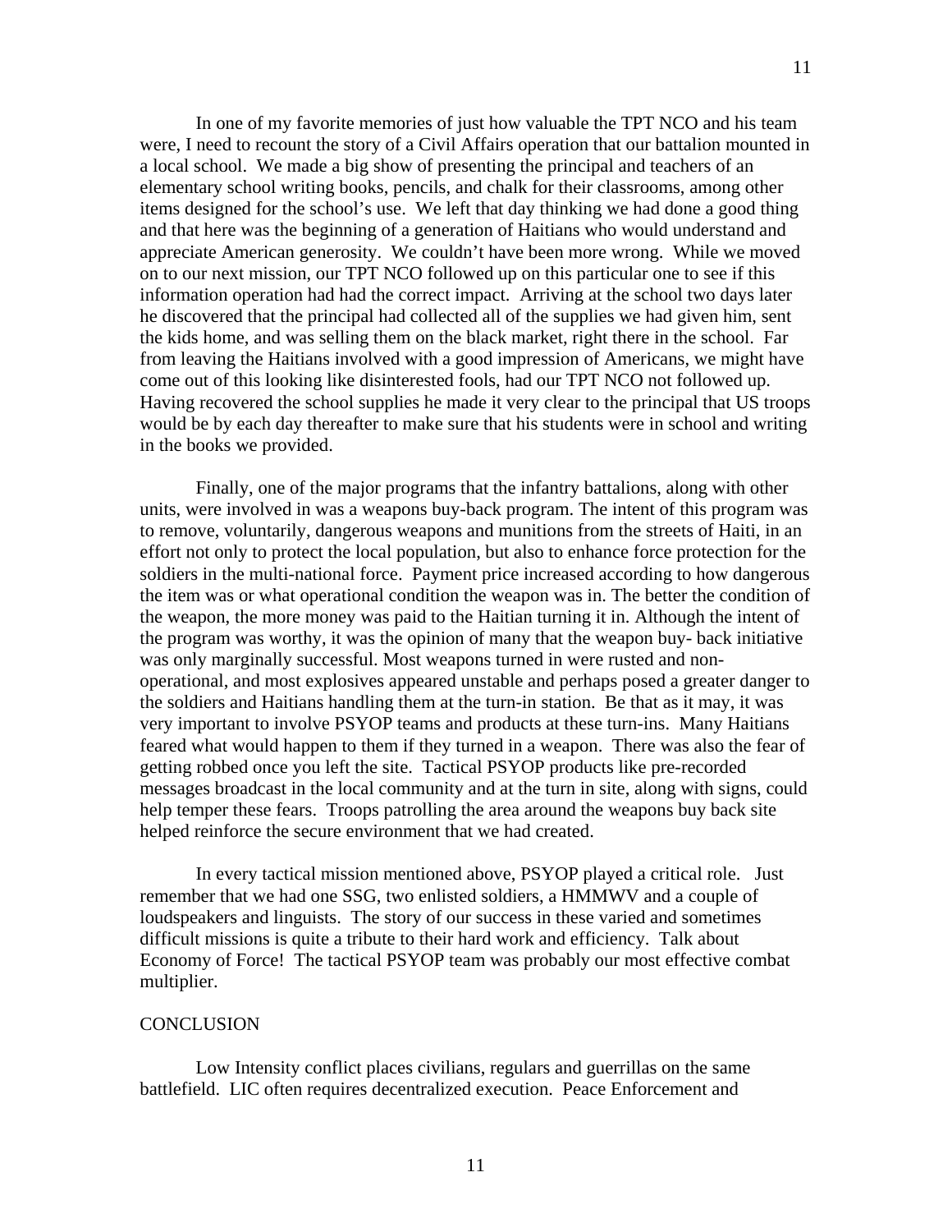In one of my favorite memories of just how valuable the TPT NCO and his team were, I need to recount the story of a Civil Affairs operation that our battalion mounted in a local school. We made a big show of presenting the principal and teachers of an elementary school writing books, pencils, and chalk for their classrooms, among other items designed for the school's use. We left that day thinking we had done a good thing and that here was the beginning of a generation of Haitians who would understand and appreciate American generosity. We couldn't have been more wrong. While we moved on to our next mission, our TPT NCO followed up on this particular one to see if this information operation had had the correct impact. Arriving at the school two days later he discovered that the principal had collected all of the supplies we had given him, sent the kids home, and was selling them on the black market, right there in the school. Far from leaving the Haitians involved with a good impression of Americans, we might have come out of this looking like disinterested fools, had our TPT NCO not followed up. Having recovered the school supplies he made it very clear to the principal that US troops would be by each day thereafter to make sure that his students were in school and writing in the books we provided.

Finally, one of the major programs that the infantry battalions, along with other units, were involved in was a weapons buy-back program. The intent of this program was to remove, voluntarily, dangerous weapons and munitions from the streets of Haiti, in an effort not only to protect the local population, but also to enhance force protection for the soldiers in the multi-national force. Payment price increased according to how dangerous the item was or what operational condition the weapon was in. The better the condition of the weapon, the more money was paid to the Haitian turning it in. Although the intent of the program was worthy, it was the opinion of many that the weapon buy- back initiative was only marginally successful. Most weapons turned in were rusted and non-operational, and most explosives appeared unstable and perhaps posed a greater danger to the soldiers and Haitians handling them at the turn-in station. Be that as it may, it was very important to involve PSYOP teams and products at these turn-ins. Many Haitians feared what would happen to them if they turned in a weapon. There was also the fear of getting robbed once you left the site. Tactical PSYOP products like pre-recorded messages broadcast in the local community and at the turn in site, along with signs, could help temper these fears. Troops patrolling the area around the weapons buy back site helped reinforce the secure environment that we had created.

In every tactical mission mentioned above, PSYOP played a critical role. Just remember that we had one SSG, two enlisted soldiers, a HMMWV and a couple of loudspeakers and linguists. The story of our success in these varied and sometimes difficult missions is quite a tribute to their hard work and efficiency. Talk about Economy of Force! The tactical PSYOP team was probably our most effective combat multiplier.

## CONCLUSION

Low Intensity conflict places civilians, regulars and guerrillas on the same battlefield. LIC often requires decentralized execution. Peace Enforcement and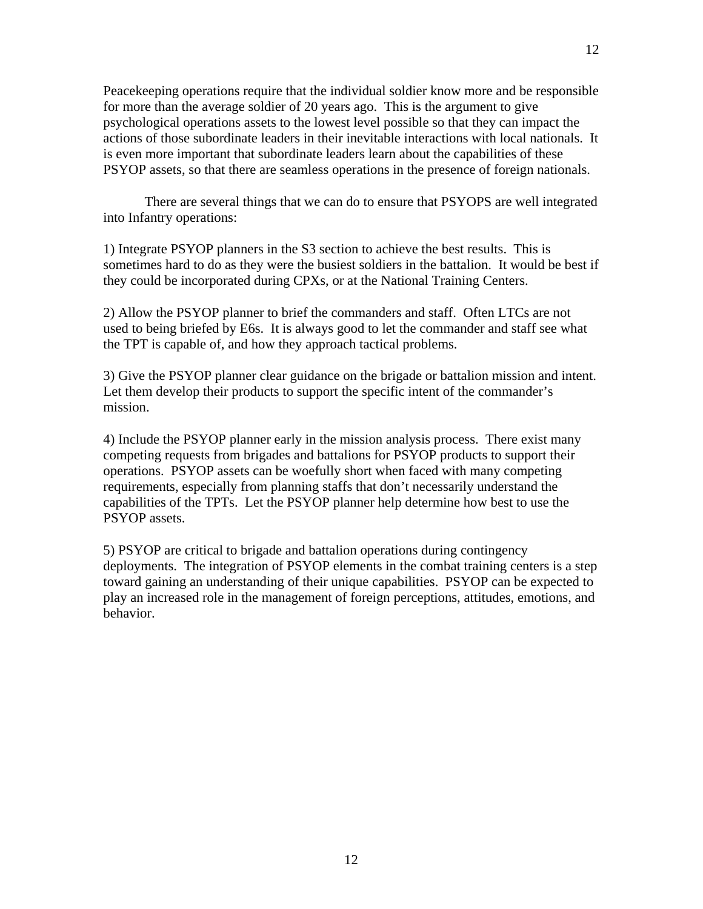Peacekeeping operations require that the individual soldier know more and be responsible for more than the average soldier of 20 years ago. This is the argument to give psychological operations assets to the lowest level possible so that they can impact the actions of those subordinate leaders in their inevitable interactions with local nationals. It is even more important that subordinate leaders learn about the capabilities of these PSYOP assets, so that there are seamless operations in the presence of foreign nationals.

There are several things that we can do to ensure that PSYOPS are well integrated into Infantry operations:

1) Integrate PSYOP planners in the S3 section to achieve the best results. This is sometimes hard to do as they were the busiest soldiers in the battalion. It would be best if they could be incorporated during CPXs, or at the National Training Centers.

2) Allow the PSYOP planner to brief the commanders and staff. Often LTCs are not used to being briefed by E6s. It is always good to let the commander and staff see what the TPT is capable of, and how they approach tactical problems.

3) Give the PSYOP planner clear guidance on the brigade or battalion mission and intent. Let them develop their products to support the specific intent of the commander's mission.

4) Include the PSYOP planner early in the mission analysis process. There exist many competing requests from brigades and battalions for PSYOP products to support their operations. PSYOP assets can be woefully short when faced with many competing requirements, especially from planning staffs that don't necessarily understand the capabilities of the TPTs. Let the PSYOP planner help determine how best to use the PSYOP assets.

5) PSYOP are critical to brigade and battalion operations during contingency deployments. The integration of PSYOP elements in the combat training centers is a step toward gaining an understanding of their unique capabilities. PSYOP can be expected to play an increased role in the management of foreign perceptions, attitudes, emotions, and behavior.